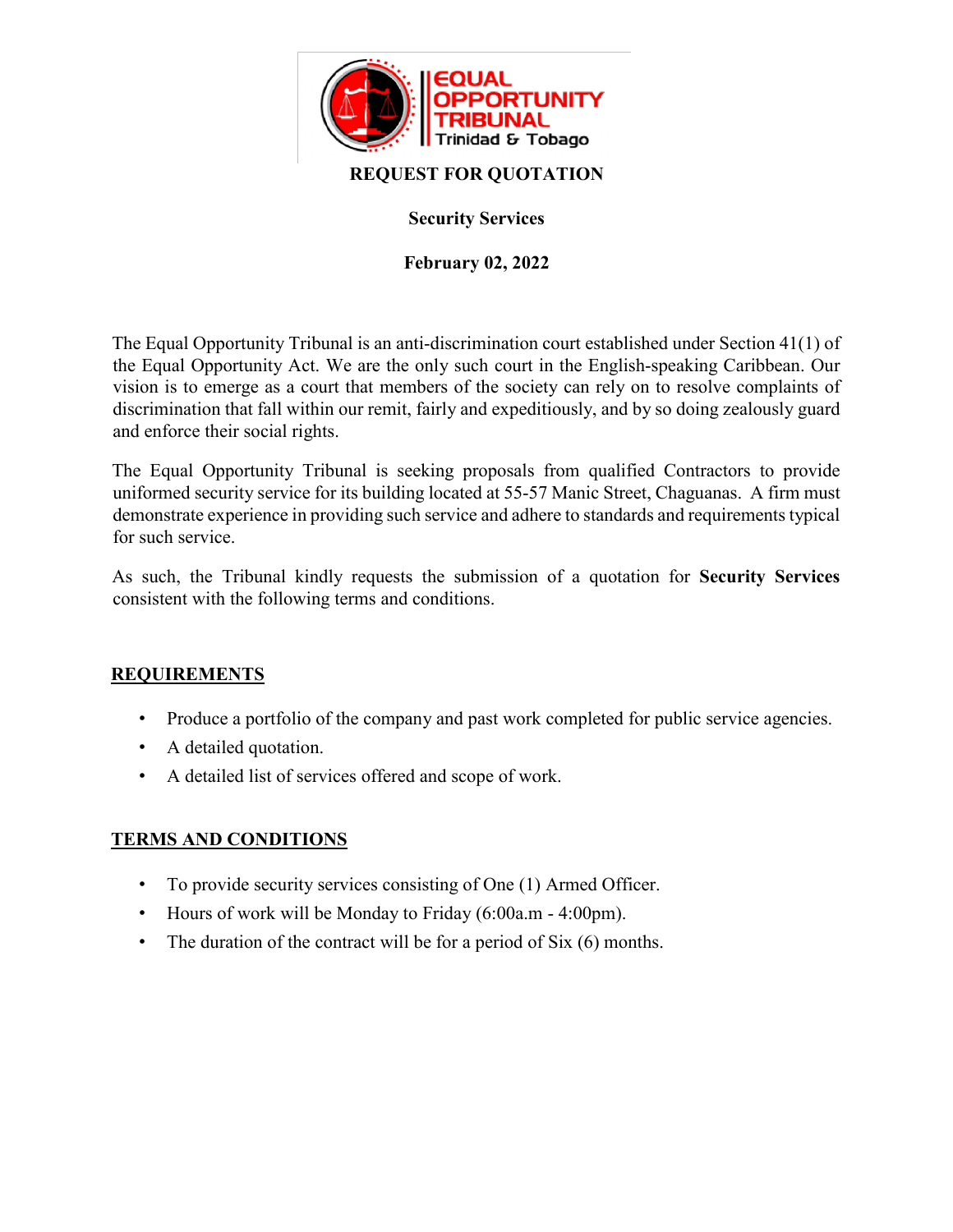EQUAL OPPORTUNITY TRIBUNAL
Trinidad & Tobago

# REQUEST FOR QUOTATION

## Security Services

**February 02, 2022**

The Equal Opportunity Tribunal is an anti-discrimination court established under Section 41(1) of the Equal Opportunity Act. We are the only such court in the English-speaking Caribbean. Our vision is to emerge as a court that members of the society can rely on to resolve complaints of discrimination that fall within our remit, fairly and expeditiously, and by so doing zealously guard and enforce their social rights.

The Equal Opportunity Tribunal is seeking proposals from qualified Contractors to provide uniformed security service for its building located at 55-57 Manic Street, Chaguanas. A firm must demonstrate experience in providing such service and adhere to standards and requirements typical for such service.

As such, the Tribunal kindly requests the submission of a quotation for **Security Services** consistent with the following terms and conditions.

## REQUIREMENTS

- Produce a portfolio of the company and past work completed for public service agencies.
- A detailed quotation.
- A detailed list of services offered and scope of work.

## TERMS AND CONDITIONS

- To provide security services consisting of One (1) Armed Officer.
- Hours of work will be Monday to Friday (6:00a.m - 4:00pm).
- The duration of the contract will be for a period of Six (6) months.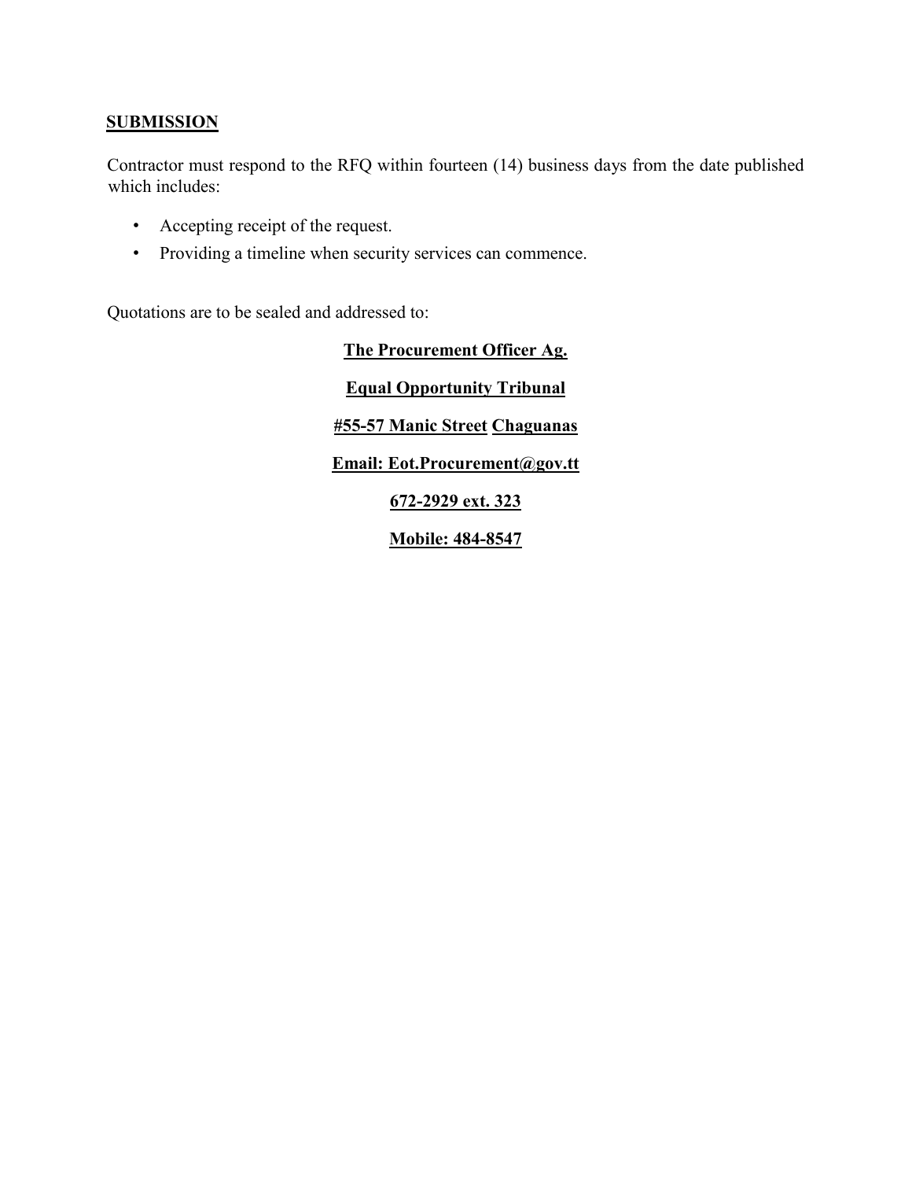## SUBMISSION

Contractor must respond to the RFQ within fourteen (14) business days from the date published which includes:

- Accepting receipt of the request.
- Providing a timeline when security services can commence.

Quotations are to be sealed and addressed to:

**The Procurement Officer Ag.**

**Equal Opportunity Tribunal**

**#55-57 Manic Street Chaguanas**

**Email: Eot.Procurement@gov.tt**

**672-2929 ext. 323**

**Mobile: 484-8547**